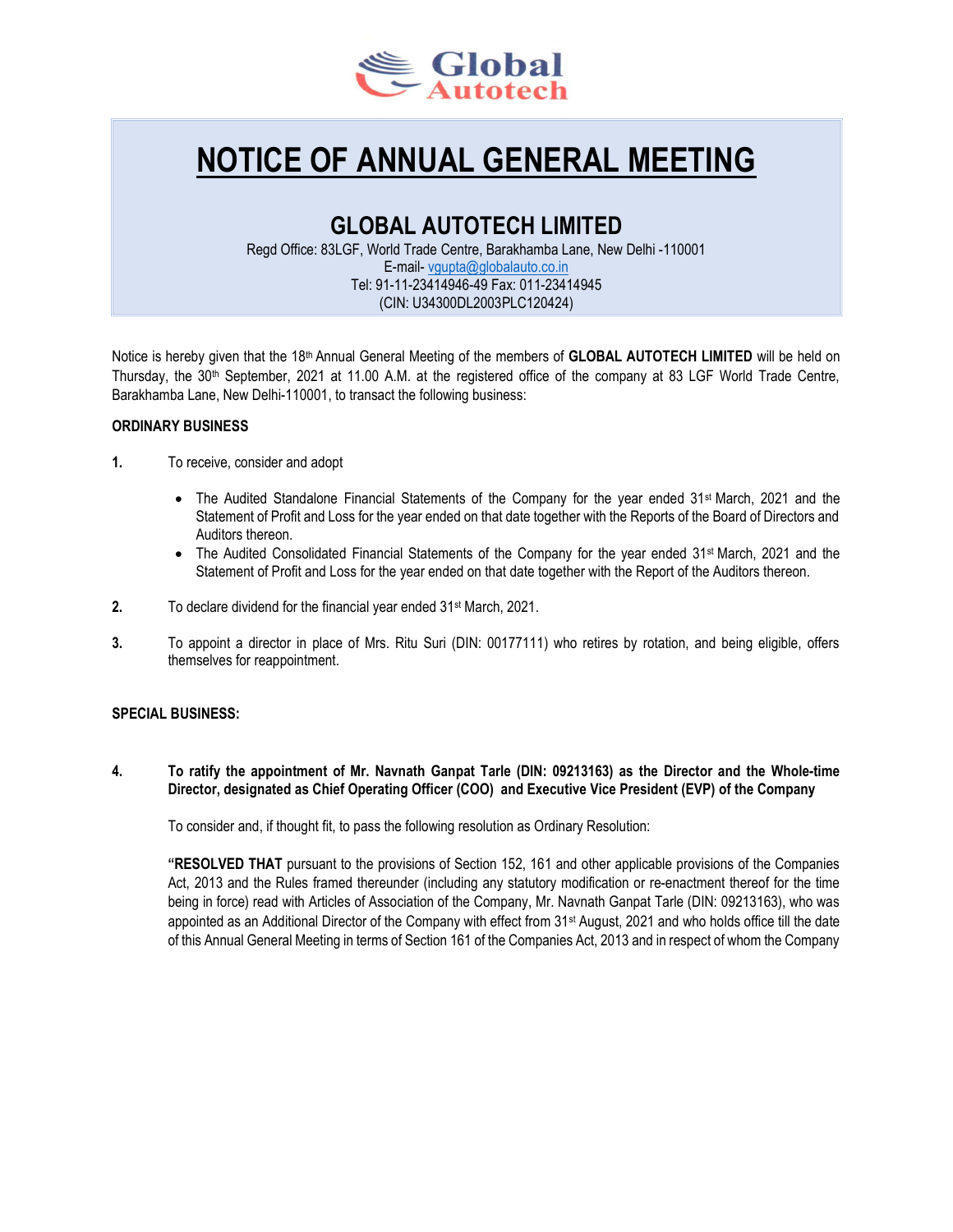Global Autotech

# NOTICE OF ANNUAL GENERAL MEETING

## GLOBAL AUTOTECH LIMITED

Regd Office: 83LGF, World Trade Centre, Barakhamba Lane, New Delhi -110001
E-mail- vgupta@globalauto.co.in
Tel: 91-11-23414946-49 Fax: 011-23414945
(CIN: U34300DL2003PLC120424)

Notice is hereby given that the 18th Annual General Meeting of the members of **GLOBAL AUTOTECH LIMITED** will be held on Thursday, the 30th September, 2021 at 11.00 A.M. at the registered office of the company at 83 LGF World Trade Centre, Barakhamba Lane, New Delhi-110001, to transact the following business:

**ORDINARY BUSINESS**

**1.** To receive, consider and adopt

- The Audited Standalone Financial Statements of the Company for the year ended 31st March, 2021 and the Statement of Profit and Loss for the year ended on that date together with the Reports of the Board of Directors and Auditors thereon.
- The Audited Consolidated Financial Statements of the Company for the year ended 31st March, 2021 and the Statement of Profit and Loss for the year ended on that date together with the Report of the Auditors thereon.

**2.** To declare dividend for the financial year ended 31st March, 2021.

**3.** To appoint a director in place of Mrs. Ritu Suri (DIN: 00177111) who retires by rotation, and being eligible, offers themselves for reappointment.

**SPECIAL BUSINESS:**

**4. To ratify the appointment of Mr. Navnath Ganpat Tarle (DIN: 09213163) as the Director and the Whole-time Director, designated as Chief Operating Officer (COO) and Executive Vice President (EVP) of the Company**

To consider and, if thought fit, to pass the following resolution as Ordinary Resolution:

**"RESOLVED THAT** pursuant to the provisions of Section 152, 161 and other applicable provisions of the Companies Act, 2013 and the Rules framed thereunder (including any statutory modification or re-enactment thereof for the time being in force) read with Articles of Association of the Company, Mr. Navnath Ganpat Tarle (DIN: 09213163), who was appointed as an Additional Director of the Company with effect from 31st August, 2021 and who holds office till the date of this Annual General Meeting in terms of Section 161 of the Companies Act, 2013 and in respect of whom the Company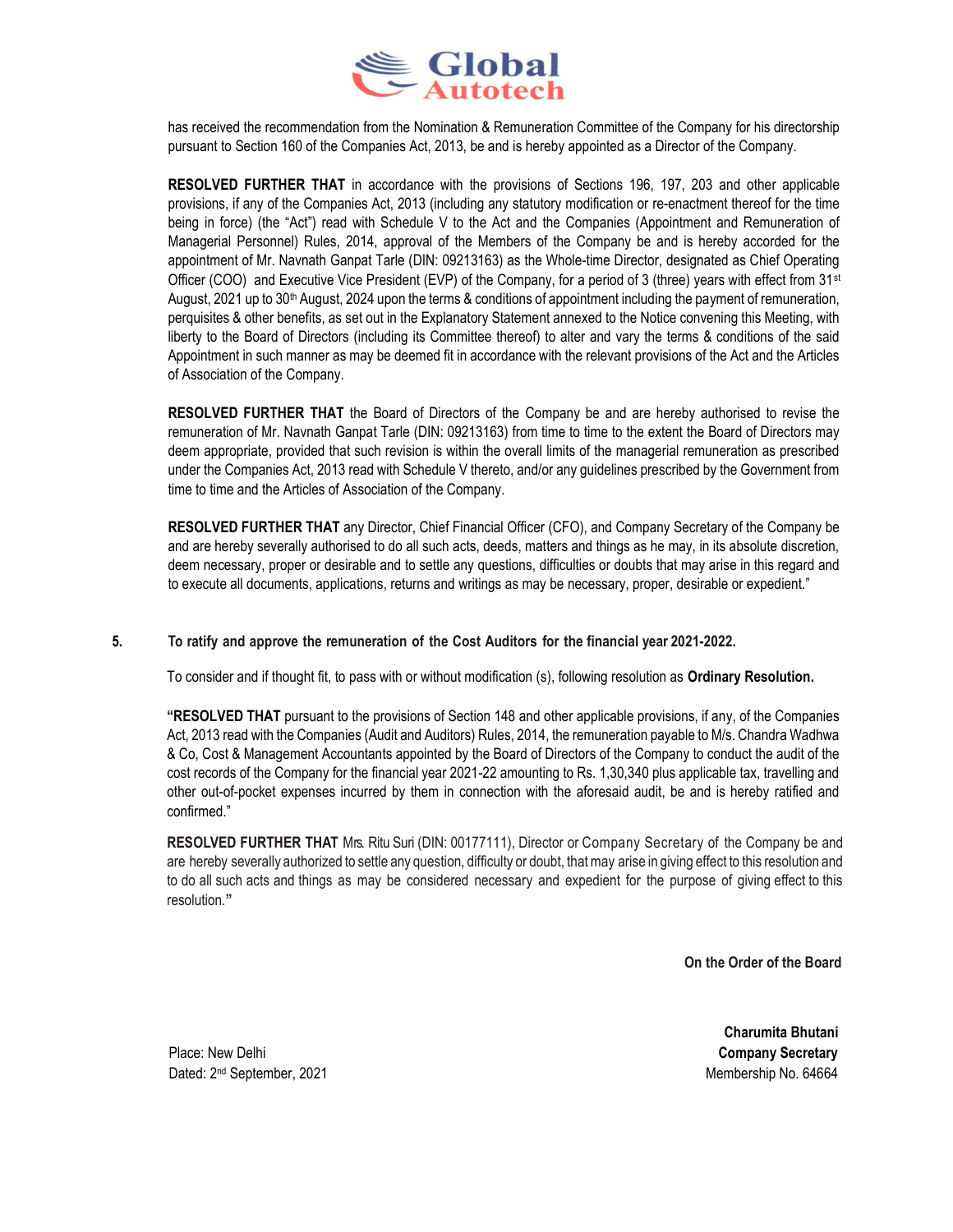has received the recommendation from the Nomination & Remuneration Committee of the Company for his directorship pursuant to Section 160 of the Companies Act, 2013, be and is hereby appointed as a Director of the Company.

**RESOLVED FURTHER THAT** in accordance with the provisions of Sections 196, 197, 203 and other applicable provisions, if any of the Companies Act, 2013 (including any statutory modification or re-enactment thereof for the time being in force) (the "Act") read with Schedule V to the Act and the Companies (Appointment and Remuneration of Managerial Personnel) Rules, 2014, approval of the Members of the Company be and is hereby accorded for the appointment of Mr. Navnath Ganpat Tarle (DIN: 09213163) as the Whole-time Director, designated as Chief Operating Officer (COO) and Executive Vice President (EVP) of the Company, for a period of 3 (three) years with effect from 31st August, 2021 up to 30th August, 2024 upon the terms & conditions of appointment including the payment of remuneration, perquisites & other benefits, as set out in the Explanatory Statement annexed to the Notice convening this Meeting, with liberty to the Board of Directors (including its Committee thereof) to alter and vary the terms & conditions of the said Appointment in such manner as may be deemed fit in accordance with the relevant provisions of the Act and the Articles of Association of the Company.

**RESOLVED FURTHER THAT** the Board of Directors of the Company be and are hereby authorised to revise the remuneration of Mr. Navnath Ganpat Tarle (DIN: 09213163) from time to time to the extent the Board of Directors may deem appropriate, provided that such revision is within the overall limits of the managerial remuneration as prescribed under the Companies Act, 2013 read with Schedule V thereto, and/or any guidelines prescribed by the Government from time to time and the Articles of Association of the Company.

**RESOLVED FURTHER THAT** any Director, Chief Financial Officer (CFO), and Company Secretary of the Company be and are hereby severally authorised to do all such acts, deeds, matters and things as he may, in its absolute discretion, deem necessary, proper or desirable and to settle any questions, difficulties or doubts that may arise in this regard and to execute all documents, applications, returns and writings as may be necessary, proper, desirable or expedient."

**5. To ratify and approve the remuneration of the Cost Auditors for the financial year 2021-2022.**

To consider and if thought fit, to pass with or without modification (s), following resolution as **Ordinary Resolution.**

**"RESOLVED THAT** pursuant to the provisions of Section 148 and other applicable provisions, if any, of the Companies Act, 2013 read with the Companies (Audit and Auditors) Rules, 2014, the remuneration payable to M/s. Chandra Wadhwa & Co, Cost & Management Accountants appointed by the Board of Directors of the Company to conduct the audit of the cost records of the Company for the financial year 2021-22 amounting to Rs. 1,30,340 plus applicable tax, travelling and other out-of-pocket expenses incurred by them in connection with the aforesaid audit, be and is hereby ratified and confirmed."

**RESOLVED FURTHER THAT** Mrs. Ritu Suri (DIN: 00177111), Director or Company Secretary of the Company be and are hereby severally authorized to settle any question, difficulty or doubt, that may arise in giving effect to this resolution and to do all such acts and things as may be considered necessary and expedient for the purpose of giving effect to this resolution."

**On the Order of the Board**

**Charumita Bhutani**
**Company Secretary**
Membership No. 64664

Place: New Delhi
Dated: 2nd September, 2021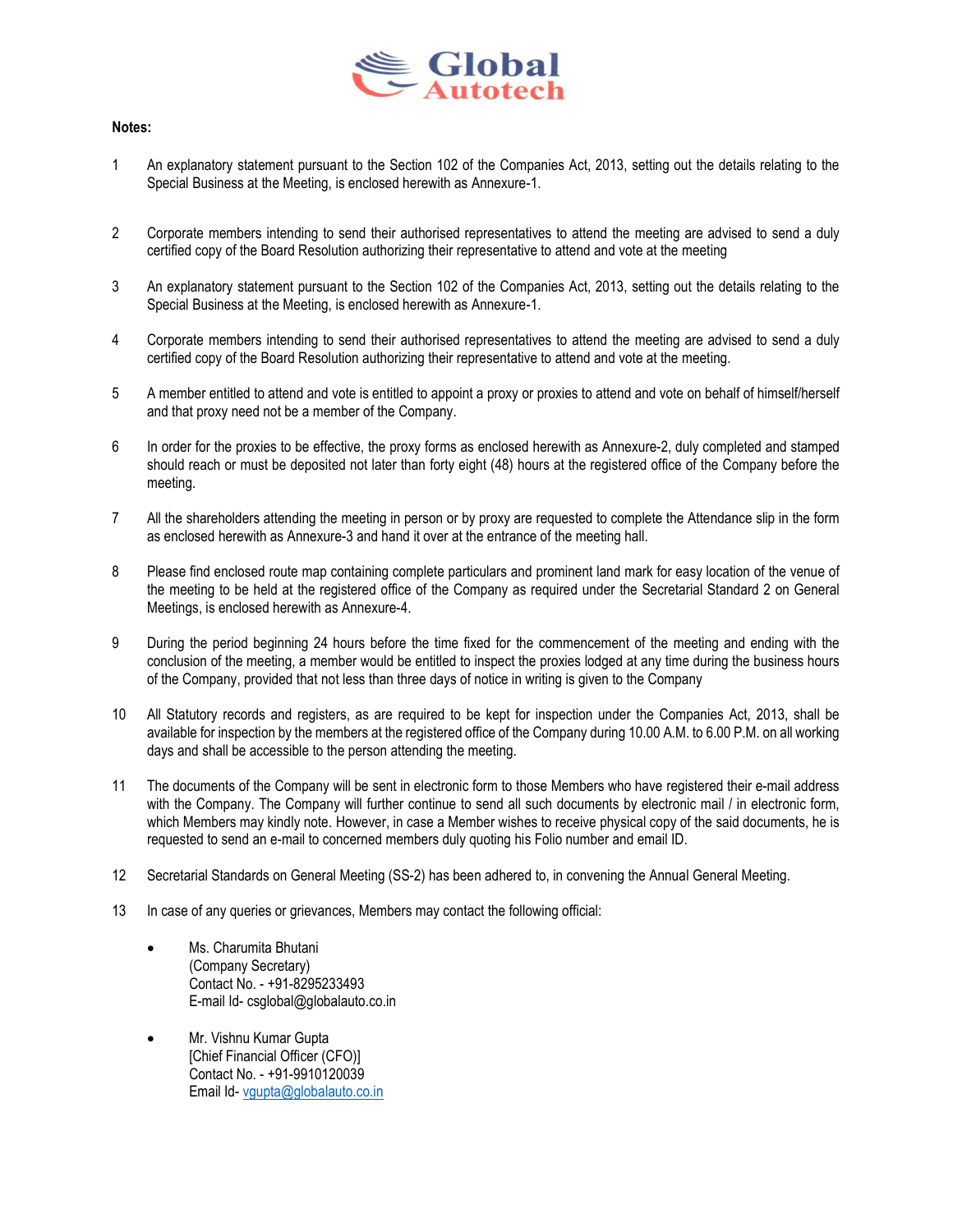**Notes:**

1. An explanatory statement pursuant to the Section 102 of the Companies Act, 2013, setting out the details relating to the Special Business at the Meeting, is enclosed herewith as Annexure-1.

2. Corporate members intending to send their authorised representatives to attend the meeting are advised to send a duly certified copy of the Board Resolution authorizing their representative to attend and vote at the meeting

3. An explanatory statement pursuant to the Section 102 of the Companies Act, 2013, setting out the details relating to the Special Business at the Meeting, is enclosed herewith as Annexure-1.

4. Corporate members intending to send their authorised representatives to attend the meeting are advised to send a duly certified copy of the Board Resolution authorizing their representative to attend and vote at the meeting.

5. A member entitled to attend and vote is entitled to appoint a proxy or proxies to attend and vote on behalf of himself/herself and that proxy need not be a member of the Company.

6. In order for the proxies to be effective, the proxy forms as enclosed herewith as Annexure-2, duly completed and stamped should reach or must be deposited not later than forty eight (48) hours at the registered office of the Company before the meeting.

7. All the shareholders attending the meeting in person or by proxy are requested to complete the Attendance slip in the form as enclosed herewith as Annexure-3 and hand it over at the entrance of the meeting hall.

8. Please find enclosed route map containing complete particulars and prominent land mark for easy location of the venue of the meeting to be held at the registered office of the Company as required under the Secretarial Standard 2 on General Meetings, is enclosed herewith as Annexure-4.

9. During the period beginning 24 hours before the time fixed for the commencement of the meeting and ending with the conclusion of the meeting, a member would be entitled to inspect the proxies lodged at any time during the business hours of the Company, provided that not less than three days of notice in writing is given to the Company

10. All Statutory records and registers, as are required to be kept for inspection under the Companies Act, 2013, shall be available for inspection by the members at the registered office of the Company during 10.00 A.M. to 6.00 P.M. on all working days and shall be accessible to the person attending the meeting.

11. The documents of the Company will be sent in electronic form to those Members who have registered their e-mail address with the Company. The Company will further continue to send all such documents by electronic mail / in electronic form, which Members may kindly note. However, in case a Member wishes to receive physical copy of the said documents, he is requested to send an e-mail to concerned members duly quoting his Folio number and email ID.

12. Secretarial Standards on General Meeting (SS-2) has been adhered to, in convening the Annual General Meeting.

13. In case of any queries or grievances, Members may contact the following official:

    - Ms. Charumita Bhutani
      (Company Secretary)
      Contact No. - +91-8295233493
      E-mail Id- csglobal@globalauto.co.in

    - Mr. Vishnu Kumar Gupta
      [Chief Financial Officer (CFO)]
      Contact No. - +91-9910120039
      Email Id- vgupta@globalauto.co.in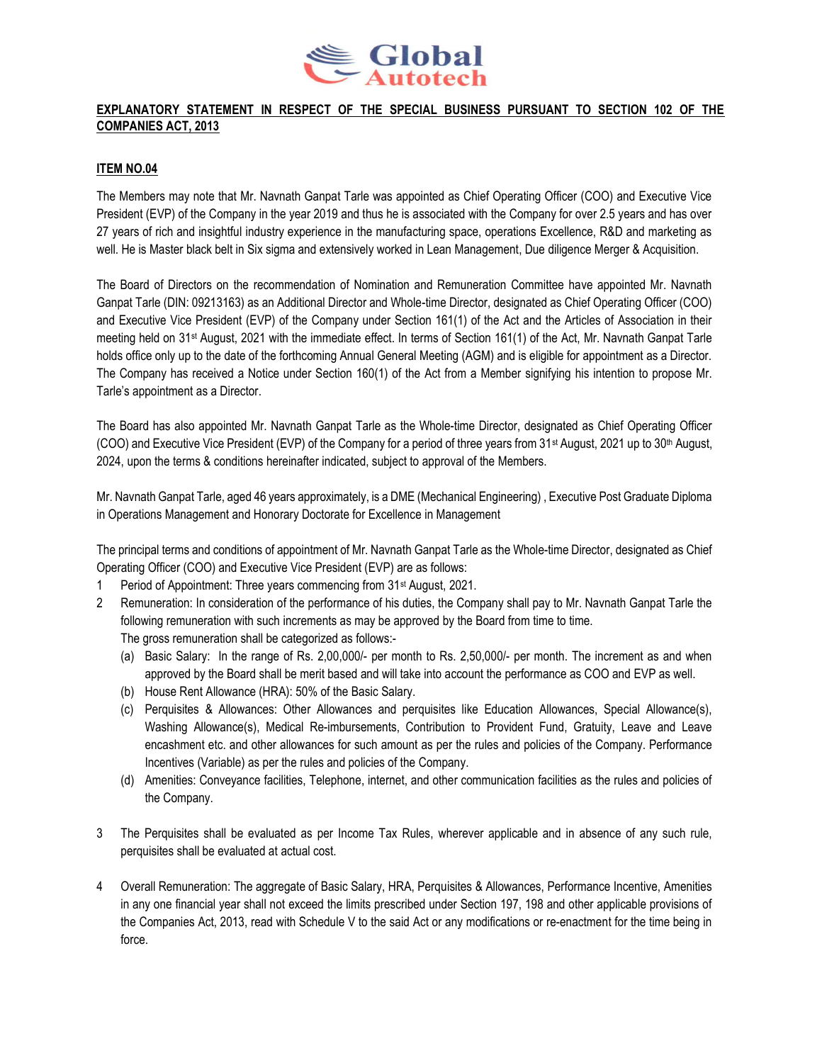## EXPLANATORY STATEMENT IN RESPECT OF THE SPECIAL BUSINESS PURSUANT TO SECTION 102 OF THE COMPANIES ACT, 2013

### ITEM NO.04

The Members may note that Mr. Navnath Ganpat Tarle was appointed as Chief Operating Officer (COO) and Executive Vice President (EVP) of the Company in the year 2019 and thus he is associated with the Company for over 2.5 years and has over 27 years of rich and insightful industry experience in the manufacturing space, operations Excellence, R&D and marketing as well. He is Master black belt in Six sigma and extensively worked in Lean Management, Due diligence Merger & Acquisition.

The Board of Directors on the recommendation of Nomination and Remuneration Committee have appointed Mr. Navnath Ganpat Tarle (DIN: 09213163) as an Additional Director and Whole-time Director, designated as Chief Operating Officer (COO) and Executive Vice President (EVP) of the Company under Section 161(1) of the Act and the Articles of Association in their meeting held on 31st August, 2021 with the immediate effect. In terms of Section 161(1) of the Act, Mr. Navnath Ganpat Tarle holds office only up to the date of the forthcoming Annual General Meeting (AGM) and is eligible for appointment as a Director. The Company has received a Notice under Section 160(1) of the Act from a Member signifying his intention to propose Mr. Tarle's appointment as a Director.

The Board has also appointed Mr. Navnath Ganpat Tarle as the Whole-time Director, designated as Chief Operating Officer (COO) and Executive Vice President (EVP) of the Company for a period of three years from 31st August, 2021 up to 30th August, 2024, upon the terms & conditions hereinafter indicated, subject to approval of the Members.

Mr. Navnath Ganpat Tarle, aged 46 years approximately, is a DME (Mechanical Engineering) , Executive Post Graduate Diploma in Operations Management and Honorary Doctorate for Excellence in Management

The principal terms and conditions of appointment of Mr. Navnath Ganpat Tarle as the Whole-time Director, designated as Chief Operating Officer (COO) and Executive Vice President (EVP) are as follows:

1. Period of Appointment: Three years commencing from 31st August, 2021.
2. Remuneration: In consideration of the performance of his duties, the Company shall pay to Mr. Navnath Ganpat Tarle the following remuneration with such increments as may be approved by the Board from time to time.
   The gross remuneration shall be categorized as follows:-
   (a) Basic Salary: In the range of Rs. 2,00,000/- per month to Rs. 2,50,000/- per month. The increment as and when approved by the Board shall be merit based and will take into account the performance as COO and EVP as well.
   (b) House Rent Allowance (HRA): 50% of the Basic Salary.
   (c) Perquisites & Allowances: Other Allowances and perquisites like Education Allowances, Special Allowance(s), Washing Allowance(s), Medical Re-imbursements, Contribution to Provident Fund, Gratuity, Leave and Leave encashment etc. and other allowances for such amount as per the rules and policies of the Company. Performance Incentives (Variable) as per the rules and policies of the Company.
   (d) Amenities: Conveyance facilities, Telephone, internet, and other communication facilities as the rules and policies of the Company.
3. The Perquisites shall be evaluated as per Income Tax Rules, wherever applicable and in absence of any such rule, perquisites shall be evaluated at actual cost.
4. Overall Remuneration: The aggregate of Basic Salary, HRA, Perquisites & Allowances, Performance Incentive, Amenities in any one financial year shall not exceed the limits prescribed under Section 197, 198 and other applicable provisions of the Companies Act, 2013, read with Schedule V to the said Act or any modifications or re-enactment for the time being in force.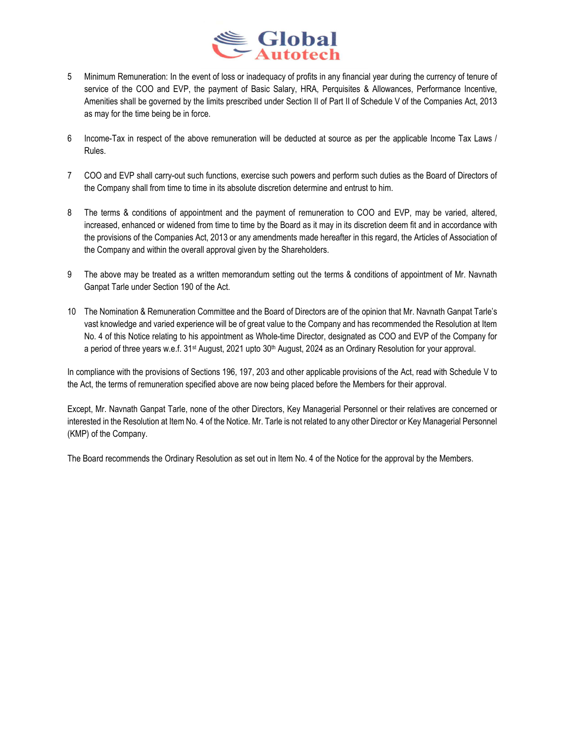5. Minimum Remuneration: In the event of loss or inadequacy of profits in any financial year during the currency of tenure of service of the COO and EVP, the payment of Basic Salary, HRA, Perquisites & Allowances, Performance Incentive, Amenities shall be governed by the limits prescribed under Section II of Part II of Schedule V of the Companies Act, 2013 as may for the time being be in force.

6. Income-Tax in respect of the above remuneration will be deducted at source as per the applicable Income Tax Laws / Rules.

7. COO and EVP shall carry-out such functions, exercise such powers and perform such duties as the Board of Directors of the Company shall from time to time in its absolute discretion determine and entrust to him.

8. The terms & conditions of appointment and the payment of remuneration to COO and EVP, may be varied, altered, increased, enhanced or widened from time to time by the Board as it may in its discretion deem fit and in accordance with the provisions of the Companies Act, 2013 or any amendments made hereafter in this regard, the Articles of Association of the Company and within the overall approval given by the Shareholders.

9. The above may be treated as a written memorandum setting out the terms & conditions of appointment of Mr. Navnath Ganpat Tarle under Section 190 of the Act.

10. The Nomination & Remuneration Committee and the Board of Directors are of the opinion that Mr. Navnath Ganpat Tarle's vast knowledge and varied experience will be of great value to the Company and has recommended the Resolution at Item No. 4 of this Notice relating to his appointment as Whole-time Director, designated as COO and EVP of the Company for a period of three years w.e.f. 31st August, 2021 upto 30th August, 2024 as an Ordinary Resolution for your approval.

In compliance with the provisions of Sections 196, 197, 203 and other applicable provisions of the Act, read with Schedule V to the Act, the terms of remuneration specified above are now being placed before the Members for their approval.

Except, Mr. Navnath Ganpat Tarle, none of the other Directors, Key Managerial Personnel or their relatives are concerned or interested in the Resolution at Item No. 4 of the Notice. Mr. Tarle is not related to any other Director or Key Managerial Personnel (KMP) of the Company.

The Board recommends the Ordinary Resolution as set out in Item No. 4 of the Notice for the approval by the Members.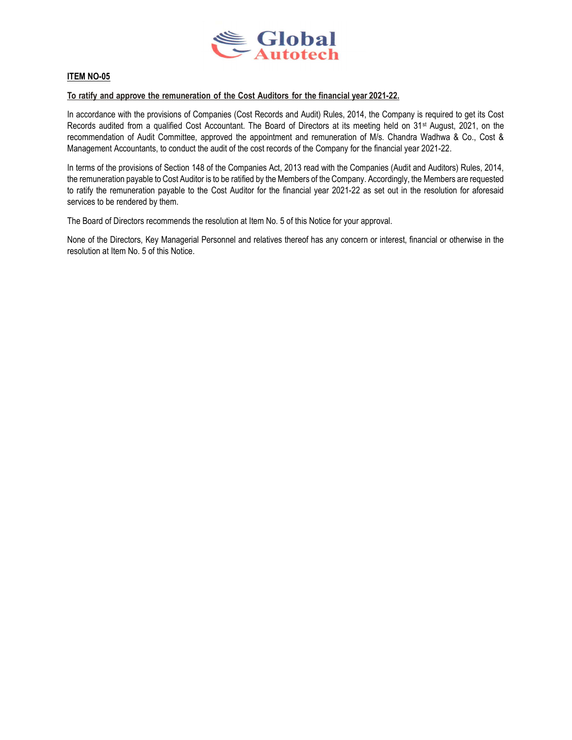**ITEM NO-05**

**To ratify and approve the remuneration of the Cost Auditors for the financial year 2021-22.**

In accordance with the provisions of Companies (Cost Records and Audit) Rules, 2014, the Company is required to get its Cost Records audited from a qualified Cost Accountant. The Board of Directors at its meeting held on 31st August, 2021, on the recommendation of Audit Committee, approved the appointment and remuneration of M/s. Chandra Wadhwa & Co., Cost & Management Accountants, to conduct the audit of the cost records of the Company for the financial year 2021-22.

In terms of the provisions of Section 148 of the Companies Act, 2013 read with the Companies (Audit and Auditors) Rules, 2014, the remuneration payable to Cost Auditor is to be ratified by the Members of the Company. Accordingly, the Members are requested to ratify the remuneration payable to the Cost Auditor for the financial year 2021-22 as set out in the resolution for aforesaid services to be rendered by them.

The Board of Directors recommends the resolution at Item No. 5 of this Notice for your approval.

None of the Directors, Key Managerial Personnel and relatives thereof has any concern or interest, financial or otherwise in the resolution at Item No. 5 of this Notice.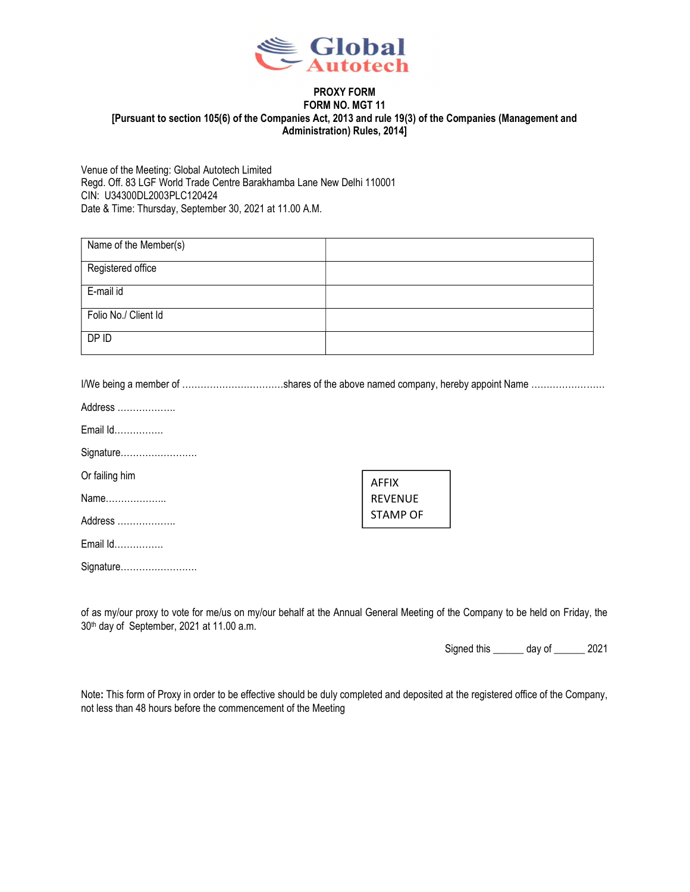**Global Autotech**

**PROXY FORM**
**FORM NO. MGT 11**
**[Pursuant to section 105(6) of the Companies Act, 2013 and rule 19(3) of the Companies (Management and Administration) Rules, 2014]**

Venue of the Meeting: Global Autotech Limited
Regd. Off. 83 LGF World Trade Centre Barakhamba Lane New Delhi 110001
CIN: U34300DL2003PLC120424
Date & Time: Thursday, September 30, 2021 at 11.00 A.M.

| Name of the Member(s) | |
|---|---|
| Registered office | |
| E-mail id | |
| Folio No./ Client Id | |
| DP ID | |

I/We being a member of ……………………………shares of the above named company, hereby appoint Name ……………………

Address ……………….

Email Id…………….

Signature…………………….

Or failing him

Name………………..

Address ……………….

Email Id…………….

Signature…………………….

AFFIX REVENUE STAMP OF

of as my/our proxy to vote for me/us on my/our behalf at the Annual General Meeting of the Company to be held on Friday, the 30th day of September, 2021 at 11.00 a.m.

Signed this ______ day of ______ 2021

Note**:** This form of Proxy in order to be effective should be duly completed and deposited at the registered office of the Company, not less than 48 hours before the commencement of the Meeting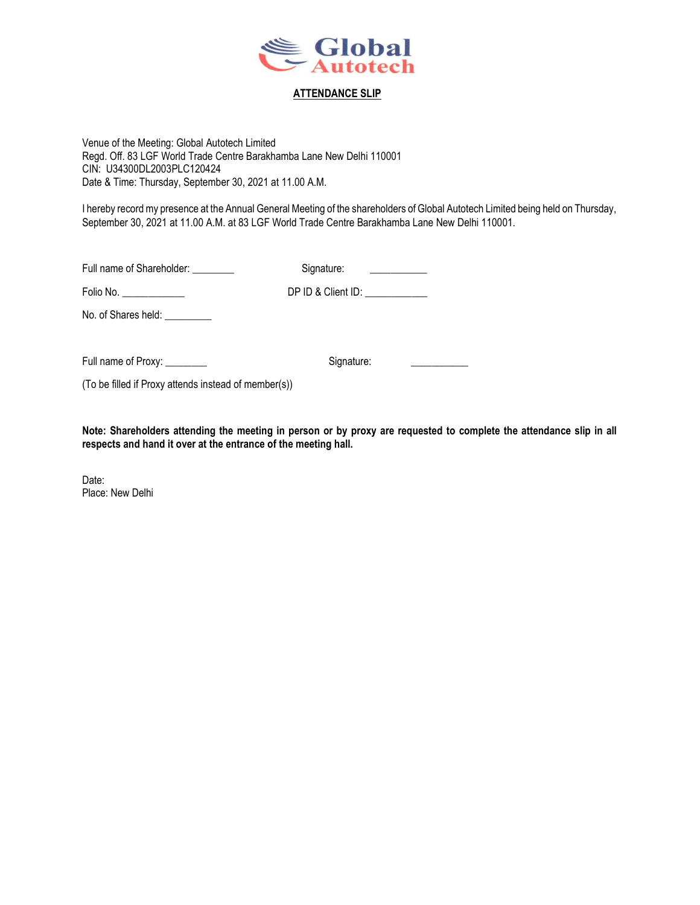Global Autotech

# ATTENDANCE SLIP

Venue of the Meeting: Global Autotech Limited
Regd. Off. 83 LGF World Trade Centre Barakhamba Lane New Delhi 110001
CIN: U34300DL2003PLC120424
Date & Time: Thursday, September 30, 2021 at 11.00 A.M.

I hereby record my presence at the Annual General Meeting of the shareholders of Global Autotech Limited being held on Thursday, September 30, 2021 at 11.00 A.M. at 83 LGF World Trade Centre Barakhamba Lane New Delhi 110001.

Full name of Shareholder: ________ Signature: ___________

Folio No. ____________ DP ID & Client ID: ____________

No. of Shares held: _________

Full name of Proxy: ________ Signature: ___________

(To be filled if Proxy attends instead of member(s))

**Note: Shareholders attending the meeting in person or by proxy are requested to complete the attendance slip in all respects and hand it over at the entrance of the meeting hall.**

Date:
Place: New Delhi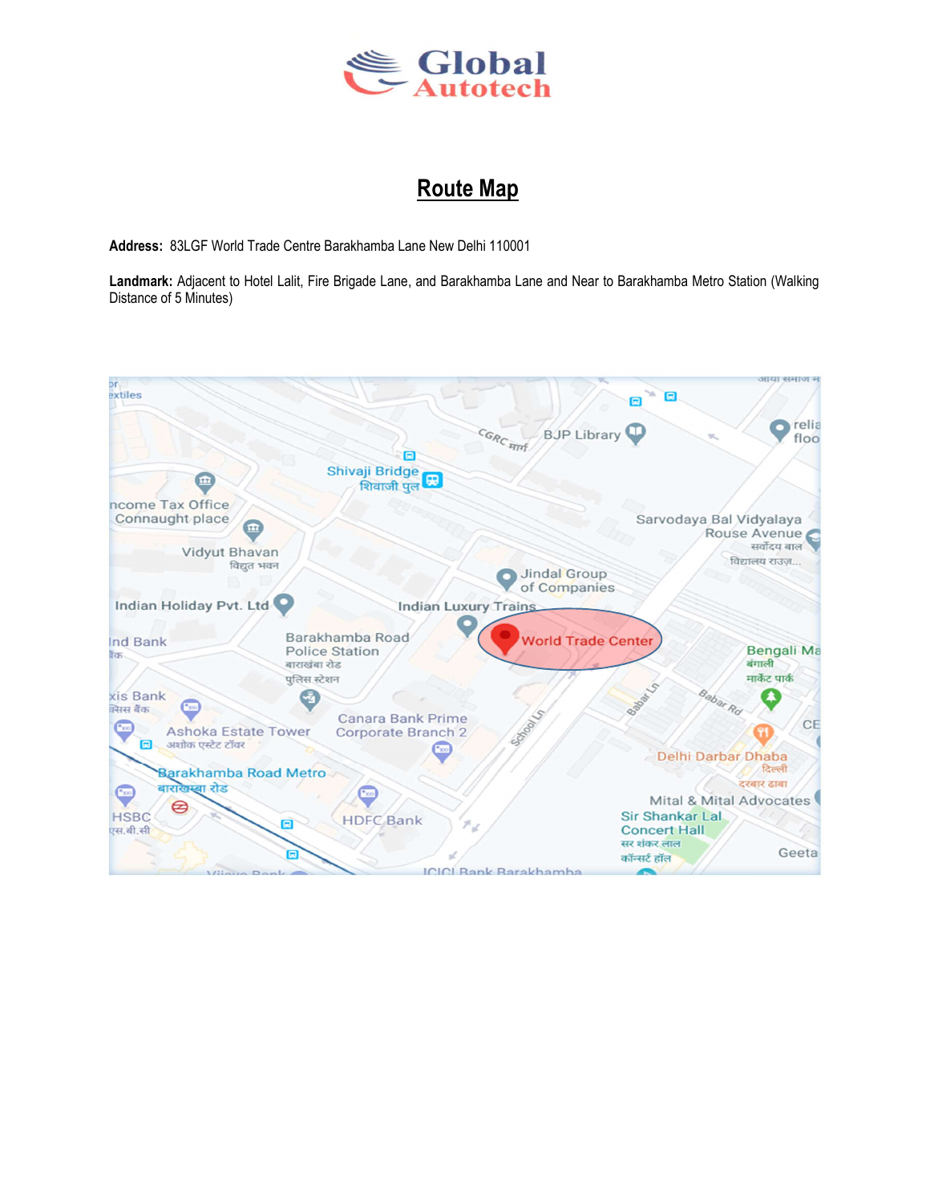# Route Map

**Address:** 83LGF World Trade Centre Barakhamba Lane New Delhi 110001

**Landmark:** Adjacent to Hotel Lalit, Fire Brigade Lane, and Barakhamba Lane and Near to Barakhamba Metro Station (Walking Distance of 5 Minutes)